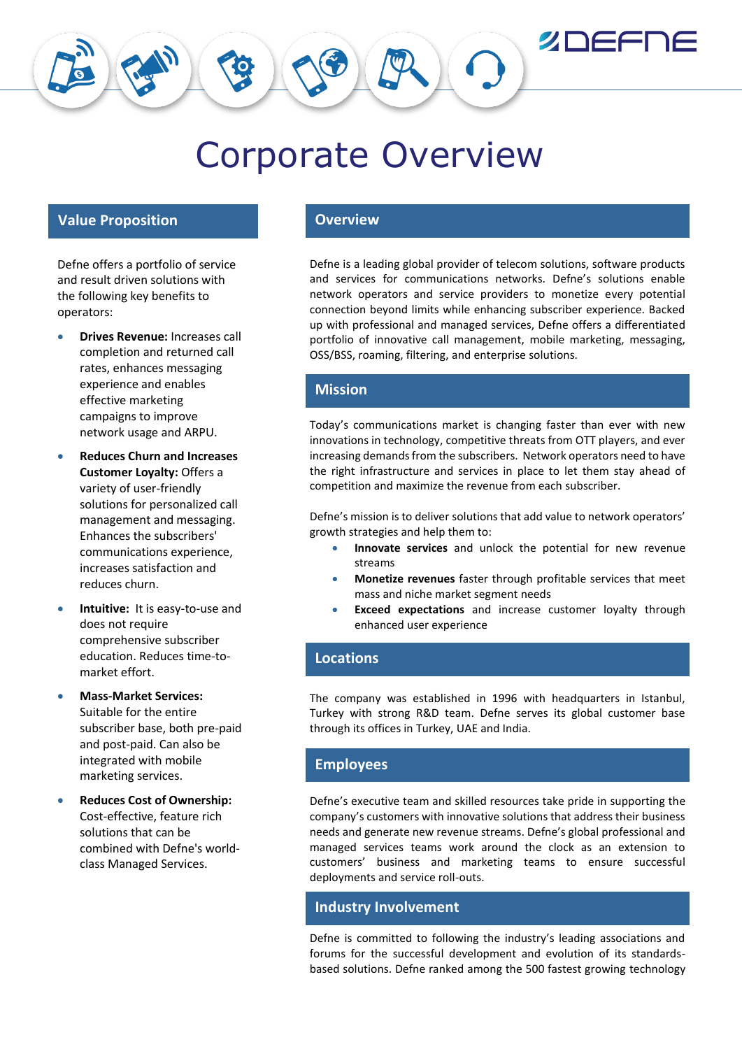# Corporate Overview

## Value Proposition

Defne offers a portfolio of service and result driven solutions with the following key benefits to operators:

- **Drives Revenue:** Increases call completion and returned call rates, enhances messaging experience and enables effective marketing campaigns to improve network usage and ARPU.
- **Reduces Churn and Increases Customer Loyalty:** Offers a variety of user-friendly solutions for personalized call management and messaging. Enhances the subscribers' communications experience, increases satisfaction and reduces churn.
- **Intuitive:** It is easy-to-use and does not require comprehensive subscriber education. Reduces time-to-market effort.
- **Mass-Market Services:** Suitable for the entire subscriber base, both pre-paid and post-paid. Can also be integrated with mobile marketing services.
- **Reduces Cost of Ownership:** Cost-effective, feature rich solutions that can be combined with Defne's world-class Managed Services.

## Overview

Defne is a leading global provider of telecom solutions, software products and services for communications networks. Defne's solutions enable network operators and service providers to monetize every potential connection beyond limits while enhancing subscriber experience. Backed up with professional and managed services, Defne offers a differentiated portfolio of innovative call management, mobile marketing, messaging, OSS/BSS, roaming, filtering, and enterprise solutions.

## Mission

Today's communications market is changing faster than ever with new innovations in technology, competitive threats from OTT players, and ever increasing demands from the subscribers. Network operators need to have the right infrastructure and services in place to let them stay ahead of competition and maximize the revenue from each subscriber.

Defne's mission is to deliver solutions that add value to network operators' growth strategies and help them to:

- **Innovate services** and unlock the potential for new revenue streams
- **Monetize revenues** faster through profitable services that meet mass and niche market segment needs
- **Exceed expectations** and increase customer loyalty through enhanced user experience

## Locations

The company was established in 1996 with headquarters in Istanbul, Turkey with strong R&D team. Defne serves its global customer base through its offices in Turkey, UAE and India.

## Employees

Defne's executive team and skilled resources take pride in supporting the company's customers with innovative solutions that address their business needs and generate new revenue streams. Defne's global professional and managed services teams work around the clock as an extension to customers' business and marketing teams to ensure successful deployments and service roll-outs.

## Industry Involvement

Defne is committed to following the industry's leading associations and forums for the successful development and evolution of its standards-based solutions. Defne ranked among the 500 fastest growing technology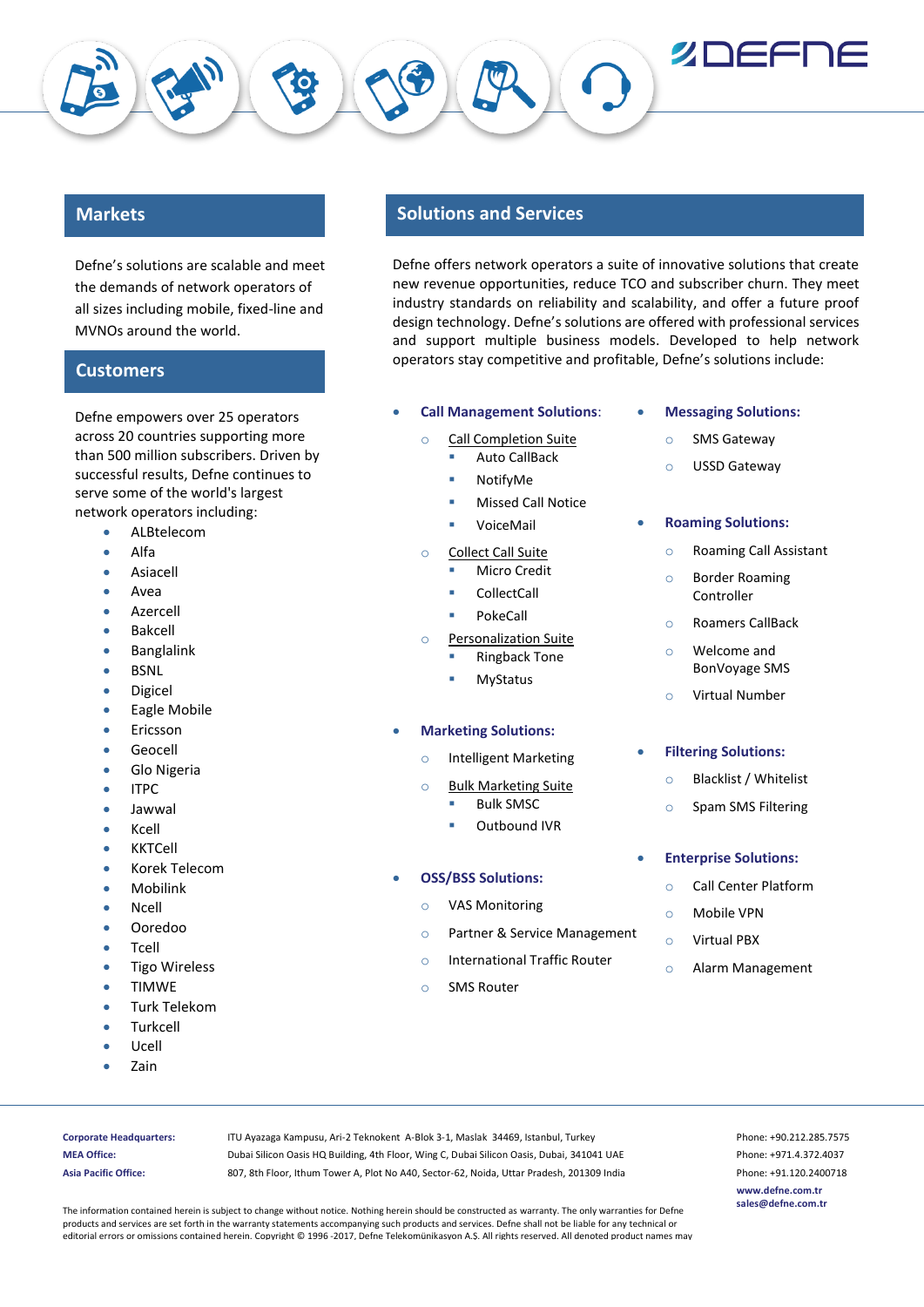## Markets

Defne's solutions are scalable and meet the demands of network operators of all sizes including mobile, fixed-line and MVNOs around the world.

## Customers

Defne empowers over 25 operators across 20 countries supporting more than 500 million subscribers. Driven by successful results, Defne continues to serve some of the world's largest network operators including:

- ALBtelecom
- Alfa
- Asiacell
- Avea
- Azercell
- Bakcell
- Banglalink
- BSNL
- Digicel
- Eagle Mobile
- Ericsson
- Geocell
- Glo Nigeria
- ITPC
- Jawwal
- Kcell
- KKTCell
- Korek Telecom
- Mobilink
- Ncell
- Ooredoo
- Tcell
- Tigo Wireless
- TIMWE
- Turk Telekom
- Turkcell
- Ucell
- Zain

## Solutions and Services

Defne offers network operators a suite of innovative solutions that create new revenue opportunities, reduce TCO and subscriber churn. They meet industry standards on reliability and scalability, and offer a future proof design technology. Defne's solutions are offered with professional services and support multiple business models. Developed to help network operators stay competitive and profitable, Defne's solutions include:

- **Call Management Solutions**:
  - Call Completion Suite
    - Auto CallBack
    - NotifyMe
    - Missed Call Notice
    - VoiceMail
  - Collect Call Suite
    - Micro Credit
    - CollectCall
    - PokeCall
  - Personalization Suite
    - Ringback Tone
    - MyStatus
- **Marketing Solutions:**
  - Intelligent Marketing
  - Bulk Marketing Suite
    - Bulk SMSC
    - Outbound IVR
- **OSS/BSS Solutions:**
  - VAS Monitoring
  - Partner & Service Management
  - International Traffic Router
  - SMS Router
- **Messaging Solutions:**
  - SMS Gateway
  - USSD Gateway
- **Roaming Solutions:**
  - Roaming Call Assistant
  - Border Roaming Controller
  - Roamers CallBack
  - Welcome and BonVoyage SMS
  - Virtual Number
- **Filtering Solutions:**
  - Blacklist / Whitelist
  - Spam SMS Filtering
- **Enterprise Solutions:**
  - Call Center Platform
  - Mobile VPN
  - Virtual PBX
  - Alarm Management

**Corporate Headquarters:** ITU Ayazaga Kampusu, Ari-2 Teknokent A-Blok 3-1, Maslak 34469, Istanbul, Turkey — Phone: +90.212.285.7575
**MEA Office:** Dubai Silicon Oasis HQ Building, 4th Floor, Wing C, Dubai Silicon Oasis, Dubai, 341041 UAE — Phone: +971.4.372.4037
**Asia Pacific Office:** 807, 8th Floor, Ithum Tower A, Plot No A40, Sector-62, Noida, Uttar Pradesh, 201309 India — Phone: +91.120.2400718

**www.defne.com.tr**
**sales@defne.com.tr**

The information contained herein is subject to change without notice. Nothing herein should be constructed as warranty. The only warranties for Defne products and services are set forth in the warranty statements accompanying such products and services. Defne shall not be liable for any technical or editorial errors or omissions contained herein. Copyright © 1996 -2017, Defne Telekomünikasyon A.S. All rights reserved. All denoted product names may